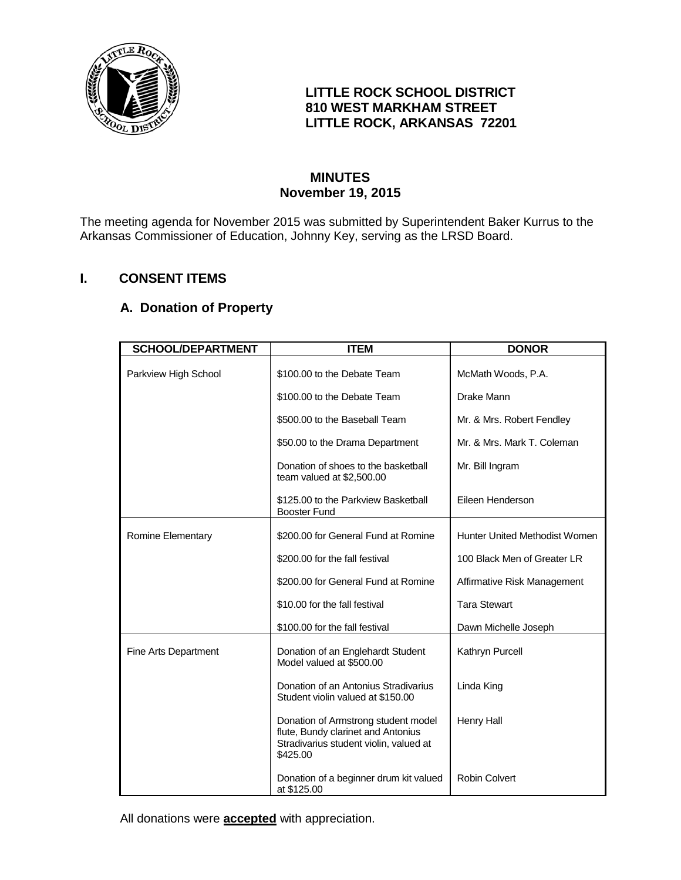**LITTLE ROCK SCHOOL DISTRICT**
**810 WEST MARKHAM STREET**
**LITTLE ROCK, ARKANSAS 72201**

# MINUTES
## November 19, 2015

The meeting agenda for November 2015 was submitted by Superintendent Baker Kurrus to the Arkansas Commissioner of Education, Johnny Key, serving as the LRSD Board.

## I. CONSENT ITEMS

### A. Donation of Property

| SCHOOL/DEPARTMENT | ITEM | DONOR |
|---|---|---|
| Parkview High School | $100.00 to the Debate Team | McMath Woods, P.A. |
| | $100.00 to the Debate Team | Drake Mann |
| | $500.00 to the Baseball Team | Mr. & Mrs. Robert Fendley |
| | $50.00 to the Drama Department | Mr. & Mrs. Mark T. Coleman |
| | Donation of shoes to the basketball team valued at $2,500.00 | Mr. Bill Ingram |
| | $125.00 to the Parkview Basketball Booster Fund | Eileen Henderson |
| Romine Elementary | $200.00 for General Fund at Romine | Hunter United Methodist Women |
| | $200.00 for the fall festival | 100 Black Men of Greater LR |
| | $200.00 for General Fund at Romine | Affirmative Risk Management |
| | $10.00 for the fall festival | Tara Stewart |
| | $100.00 for the fall festival | Dawn Michelle Joseph |
| Fine Arts Department | Donation of an Englehardt Student Model valued at $500.00 | Kathryn Purcell |
| | Donation of an Antonius Stradivarius Student violin valued at $150.00 | Linda King |
| | Donation of Armstrong student model flute, Bundy clarinet and Antonius Stradivarius student violin, valued at $425.00 | Henry Hall |
| | Donation of a beginner drum kit valued at $125.00 | Robin Colvert |

All donations were **accepted** with appreciation.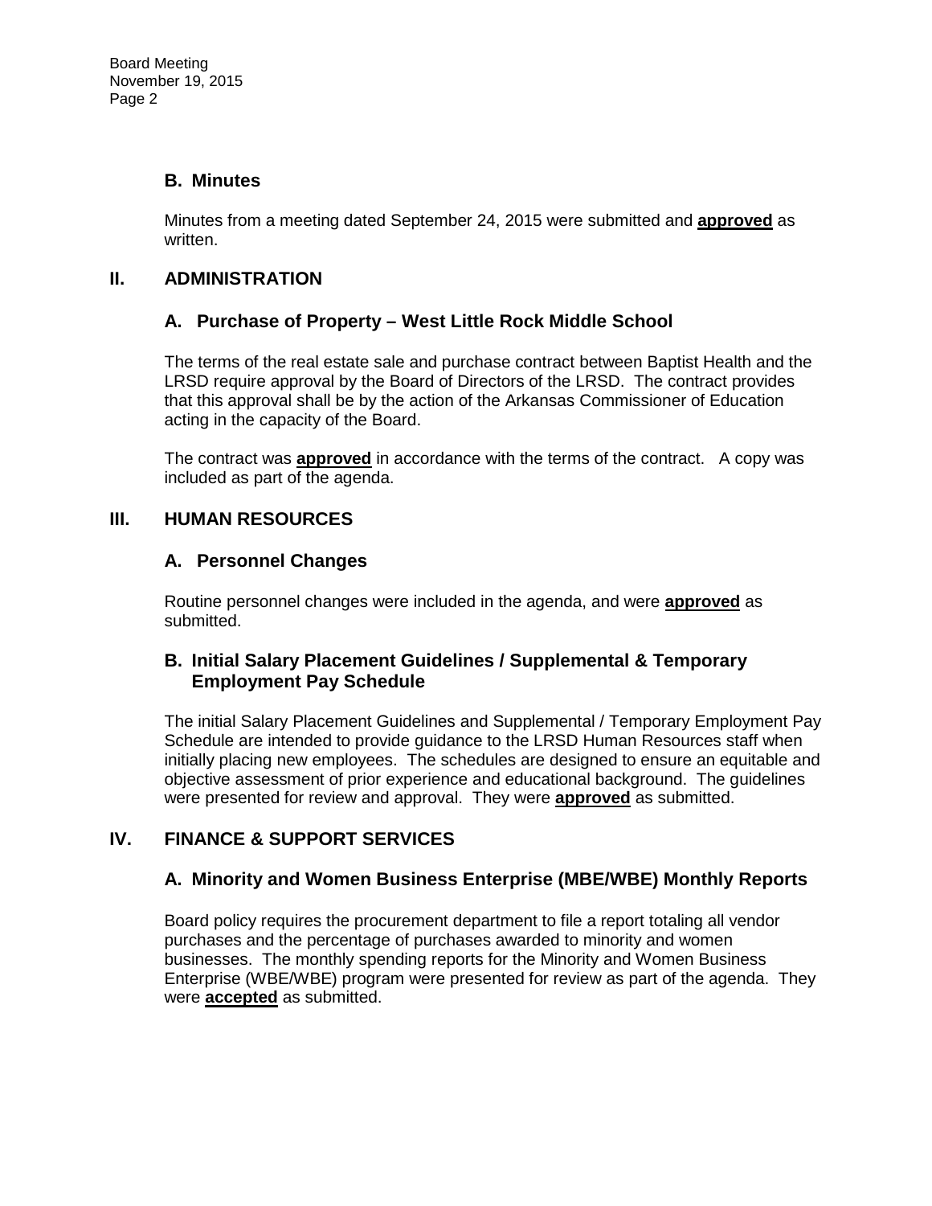### B. Minutes

Minutes from a meeting dated September 24, 2015 were submitted and **approved** as written.

## II. ADMINISTRATION

### A. Purchase of Property – West Little Rock Middle School

The terms of the real estate sale and purchase contract between Baptist Health and the LRSD require approval by the Board of Directors of the LRSD. The contract provides that this approval shall be by the action of the Arkansas Commissioner of Education acting in the capacity of the Board.

The contract was **approved** in accordance with the terms of the contract. A copy was included as part of the agenda.

## III. HUMAN RESOURCES

### A. Personnel Changes

Routine personnel changes were included in the agenda, and were **approved** as submitted.

### B. Initial Salary Placement Guidelines / Supplemental & Temporary Employment Pay Schedule

The initial Salary Placement Guidelines and Supplemental / Temporary Employment Pay Schedule are intended to provide guidance to the LRSD Human Resources staff when initially placing new employees. The schedules are designed to ensure an equitable and objective assessment of prior experience and educational background. The guidelines were presented for review and approval. They were **approved** as submitted.

## IV. FINANCE & SUPPORT SERVICES

### A. Minority and Women Business Enterprise (MBE/WBE) Monthly Reports

Board policy requires the procurement department to file a report totaling all vendor purchases and the percentage of purchases awarded to minority and women businesses. The monthly spending reports for the Minority and Women Business Enterprise (WBE/WBE) program were presented for review as part of the agenda. They were **accepted** as submitted.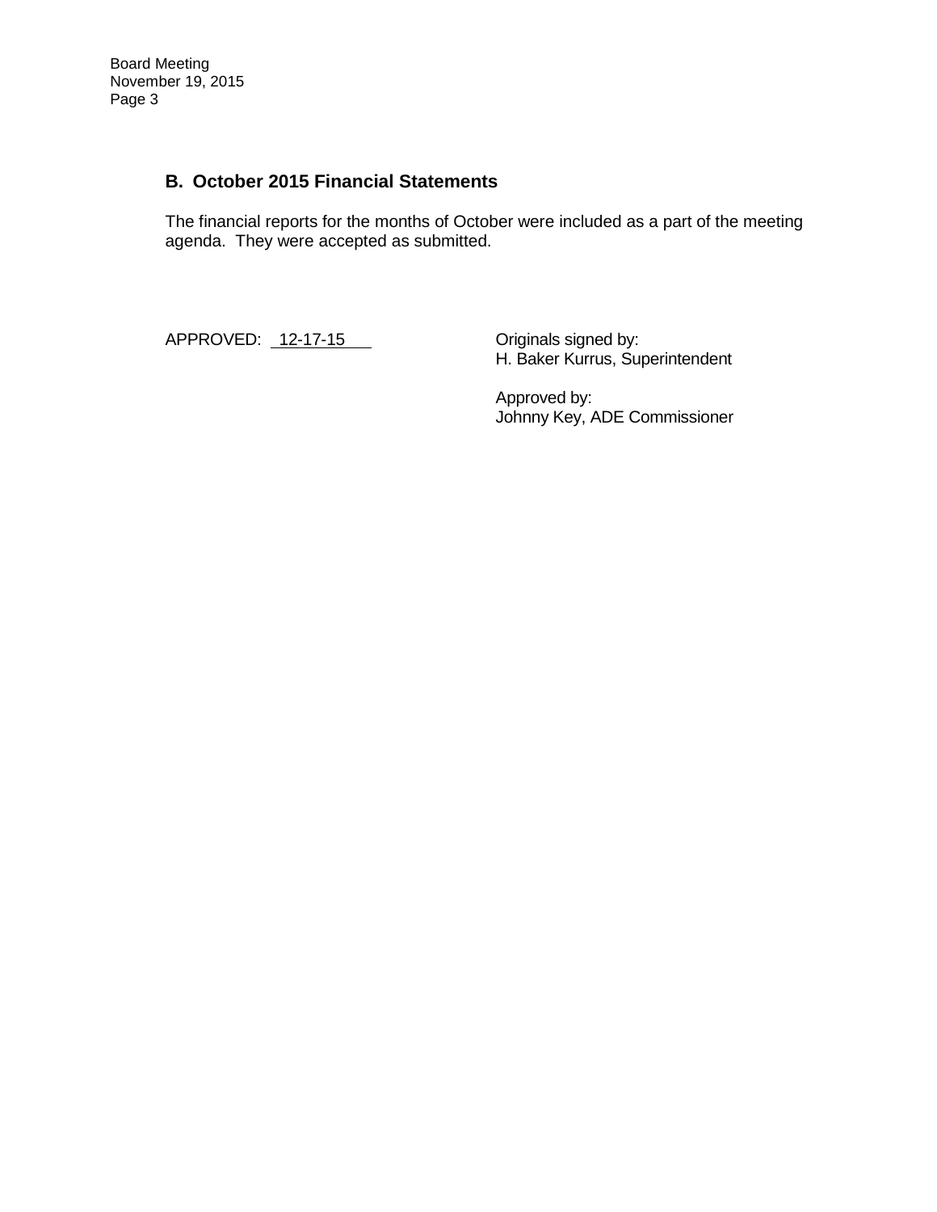## B. October 2015 Financial Statements

The financial reports for the months of October were included as a part of the meeting agenda. They were accepted as submitted.

APPROVED: 12-17-15

Originals signed by:
H. Baker Kurrus, Superintendent

Approved by:
Johnny Key, ADE Commissioner